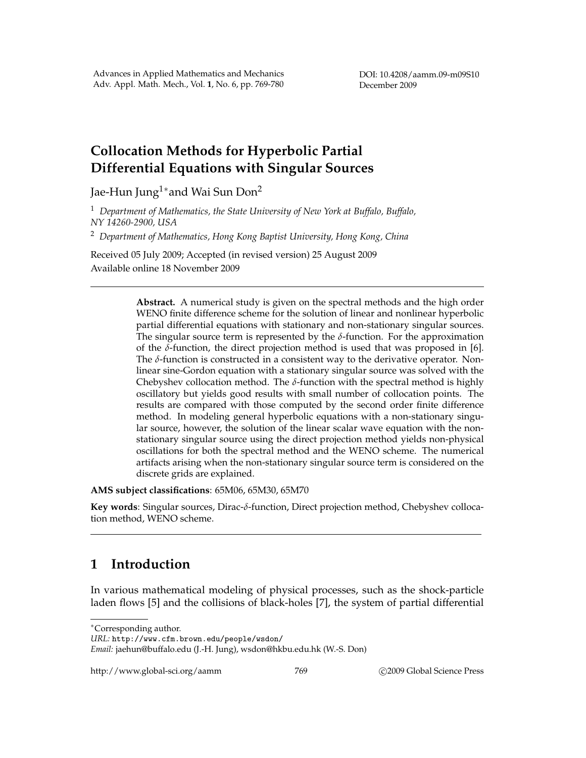# Collocation Methods for Hyperbolic Partial Differential Equations with Singular Sources

Jae-Hun Jung[1]* and Wai Sun Don[2]

[1] *Department of Mathematics, the State University of New York at Buffalo, Buffalo, NY 14260-2900, USA*

[2] *Department of Mathematics, Hong Kong Baptist University, Hong Kong, China*

Received 05 July 2009; Accepted (in revised version) 25 August 2009

Available online 18 November 2009

---

> **Abstract.** A numerical study is given on the spectral methods and the high order WENO finite difference scheme for the solution of linear and nonlinear hyperbolic partial differential equations with stationary and non-stationary singular sources. The singular source term is represented by the $\delta$-function. For the approximation of the $\delta$-function, the direct projection method is used that was proposed in [6]. The $\delta$-function is constructed in a consistent way to the derivative operator. Nonlinear sine-Gordon equation with a stationary singular source was solved with the Chebyshev collocation method. The $\delta$-function with the spectral method is highly oscillatory but yields good results with small number of collocation points. The results are compared with those computed by the second order finite difference method. In modeling general hyperbolic equations with a non-stationary singular source, however, the solution of the linear scalar wave equation with the non-stationary singular source using the direct projection method yields non-physical oscillations for both the spectral method and the WENO scheme. The numerical artifacts arising when the non-stationary singular source term is considered on the discrete grids are explained.

**AMS subject classifications**: 65M06, 65M30, 65M70

**Key words**: Singular sources, Dirac-$\delta$-function, Direct projection method, Chebyshev collocation method, WENO scheme.

---

## 1 Introduction

In various mathematical modeling of physical processes, such as the shock-particle laden flows [5] and the collisions of black-holes [7], the system of partial differential

---

*Corresponding author.

*URL:* `http://www.cfm.brown.edu/people/wsdon/`

*Email:* jaehun@buffalo.edu (J.-H. Jung), wsdon@hkbu.edu.hk (W.-S. Don)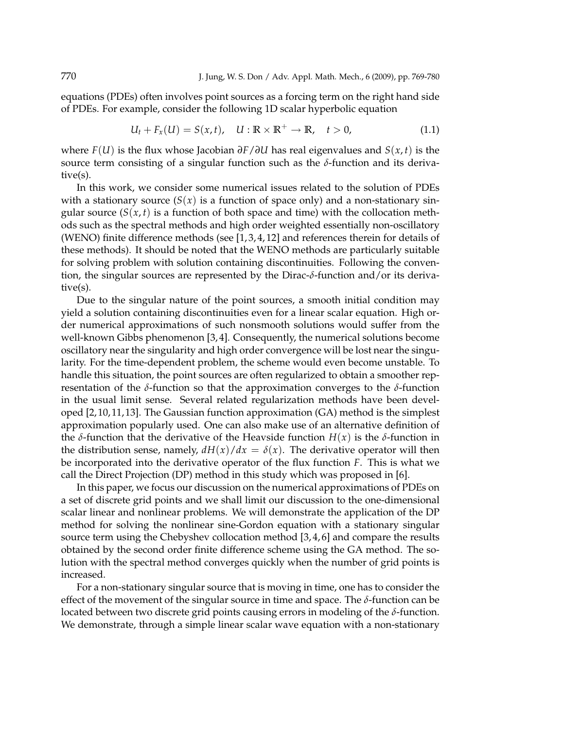equations (PDEs) often involves point sources as a forcing term on the right hand side of PDEs. For example, consider the following 1D scalar hyperbolic equation

$$U_t + F_x(U) = S(x,t), \quad U : \mathbb{R} \times \mathbb{R}^+ \to \mathbb{R}, \quad t > 0, \tag{1.1}$$

where $F(U)$ is the flux whose Jacobian $\partial F/\partial U$ has real eigenvalues and $S(x,t)$ is the source term consisting of a singular function such as the $\delta$-function and its derivative(s).

In this work, we consider some numerical issues related to the solution of PDEs with a stationary source ($S(x)$ is a function of space only) and a non-stationary singular source ($S(x,t)$ is a function of both space and time) with the collocation methods such as the spectral methods and high order weighted essentially non-oscillatory (WENO) finite difference methods (see [1,3,4,12] and references therein for details of these methods). It should be noted that the WENO methods are particularly suitable for solving problem with solution containing discontinuities. Following the convention, the singular sources are represented by the Dirac-$\delta$-function and/or its derivative(s).

Due to the singular nature of the point sources, a smooth initial condition may yield a solution containing discontinuities even for a linear scalar equation. High order numerical approximations of such nonsmooth solutions would suffer from the well-known Gibbs phenomenon [3,4]. Consequently, the numerical solutions become oscillatory near the singularity and high order convergence will be lost near the singularity. For the time-dependent problem, the scheme would even become unstable. To handle this situation, the point sources are often regularized to obtain a smoother representation of the $\delta$-function so that the approximation converges to the $\delta$-function in the usual limit sense. Several related regularization methods have been developed [2,10,11,13]. The Gaussian function approximation (GA) method is the simplest approximation popularly used. One can also make use of an alternative definition of the $\delta$-function that the derivative of the Heaviside function $H(x)$ is the $\delta$-function in the distribution sense, namely, $dH(x)/dx = \delta(x)$. The derivative operator will then be incorporated into the derivative operator of the flux function $F$. This is what we call the Direct Projection (DP) method in this study which was proposed in [6].

In this paper, we focus our discussion on the numerical approximations of PDEs on a set of discrete grid points and we shall limit our discussion to the one-dimensional scalar linear and nonlinear problems. We will demonstrate the application of the DP method for solving the nonlinear sine-Gordon equation with a stationary singular source term using the Chebyshev collocation method [3,4,6] and compare the results obtained by the second order finite difference scheme using the GA method. The solution with the spectral method converges quickly when the number of grid points is increased.

For a non-stationary singular source that is moving in time, one has to consider the effect of the movement of the singular source in time and space. The $\delta$-function can be located between two discrete grid points causing errors in modeling of the $\delta$-function. We demonstrate, through a simple linear scalar wave equation with a non-stationary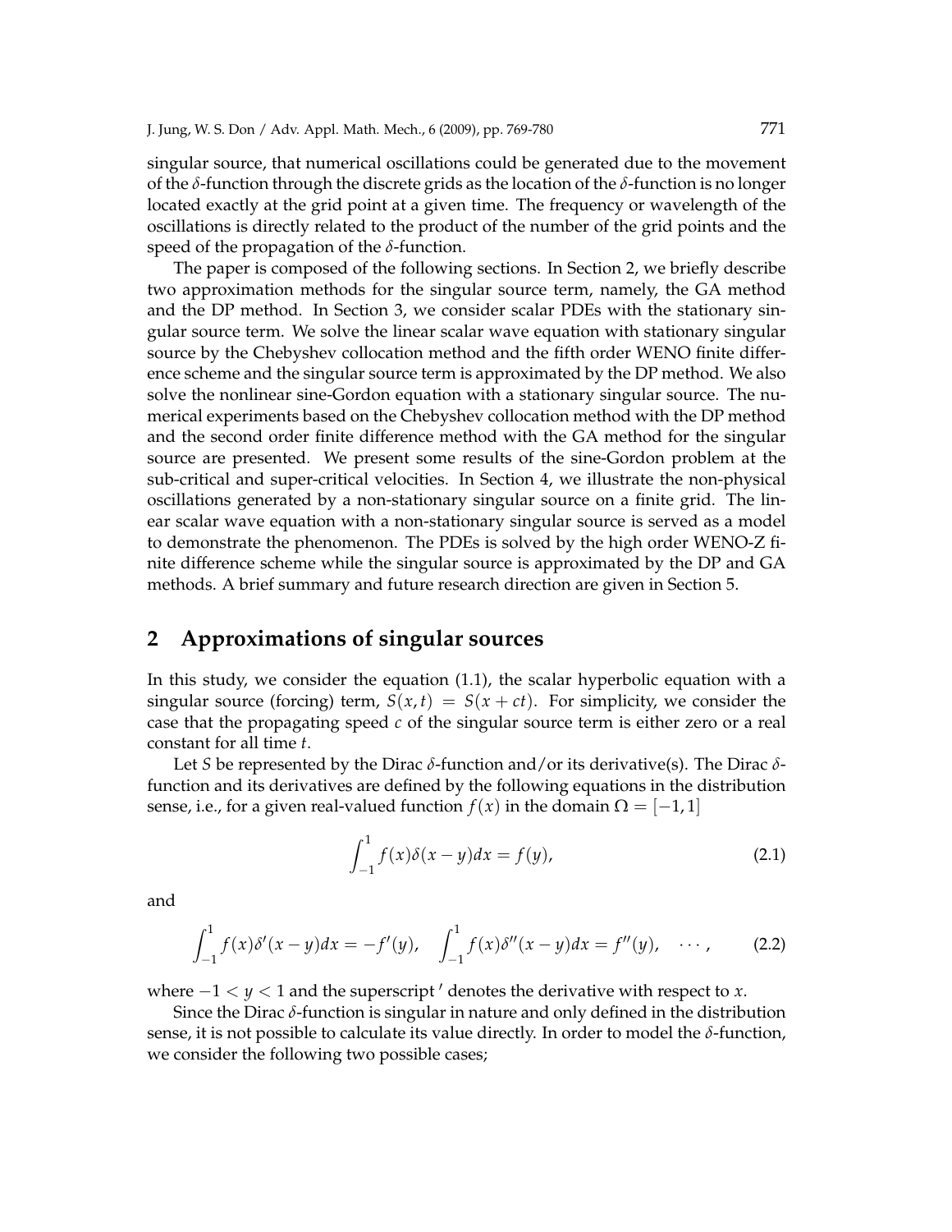singular source, that numerical oscillations could be generated due to the movement of the $\delta$-function through the discrete grids as the location of the $\delta$-function is no longer located exactly at the grid point at a given time. The frequency or wavelength of the oscillations is directly related to the product of the number of the grid points and the speed of the propagation of the $\delta$-function.

The paper is composed of the following sections. In Section 2, we briefly describe two approximation methods for the singular source term, namely, the GA method and the DP method. In Section 3, we consider scalar PDEs with the stationary singular source term. We solve the linear scalar wave equation with stationary singular source by the Chebyshev collocation method and the fifth order WENO finite difference scheme and the singular source term is approximated by the DP method. We also solve the nonlinear sine-Gordon equation with a stationary singular source. The numerical experiments based on the Chebyshev collocation method with the DP method and the second order finite difference method with the GA method for the singular source are presented. We present some results of the sine-Gordon problem at the sub-critical and super-critical velocities. In Section 4, we illustrate the non-physical oscillations generated by a non-stationary singular source on a finite grid. The linear scalar wave equation with a non-stationary singular source is served as a model to demonstrate the phenomenon. The PDEs is solved by the high order WENO-Z finite difference scheme while the singular source is approximated by the DP and GA methods. A brief summary and future research direction are given in Section 5.

## 2 Approximations of singular sources

In this study, we consider the equation (1.1), the scalar hyperbolic equation with a singular source (forcing) term, $S(x,t) = S(x+ct)$. For simplicity, we consider the case that the propagating speed $c$ of the singular source term is either zero or a real constant for all time $t$.

Let $S$ be represented by the Dirac $\delta$-function and/or its derivative(s). The Dirac $\delta$-function and its derivatives are defined by the following equations in the distribution sense, i.e., for a given real-valued function $f(x)$ in the domain $\Omega = [-1,1]$

$$\int_{-1}^{1} f(x)\delta(x-y)dx = f(y), \tag{2.1}$$

and

$$\int_{-1}^{1} f(x)\delta'(x-y)dx = -f'(y), \quad \int_{-1}^{1} f(x)\delta''(x-y)dx = f''(y), \quad \cdots, \tag{2.2}$$

where $-1 < y < 1$ and the superscript $'$ denotes the derivative with respect to $x$.

Since the Dirac $\delta$-function is singular in nature and only defined in the distribution sense, it is not possible to calculate its value directly. In order to model the $\delta$-function, we consider the following two possible cases;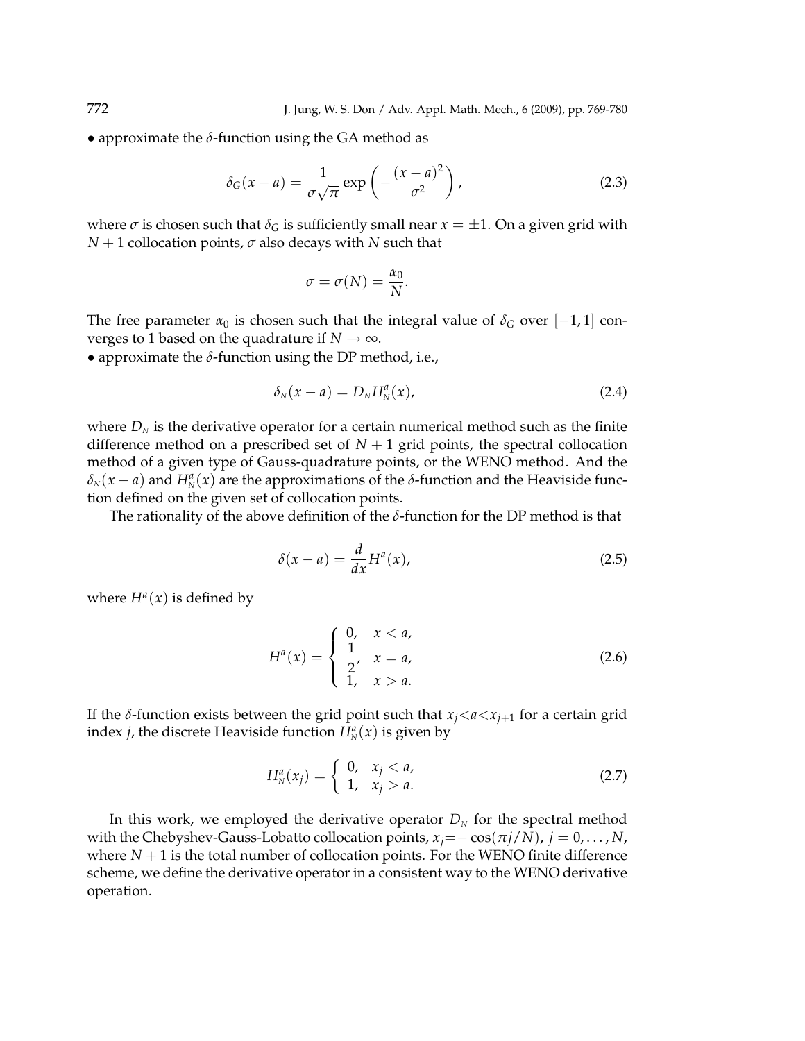• approximate the $\delta$-function using the GA method as

$$\delta_G(x-a) = \frac{1}{\sigma\sqrt{\pi}} \exp\left(-\frac{(x-a)^2}{\sigma^2}\right), \tag{2.3}$$

where $\sigma$ is chosen such that $\delta_G$ is sufficiently small near $x = \pm 1$. On a given grid with $N+1$ collocation points, $\sigma$ also decays with $N$ such that

$$\sigma = \sigma(N) = \frac{\alpha_0}{N}.$$

The free parameter $\alpha_0$ is chosen such that the integral value of $\delta_G$ over $[-1,1]$ converges to 1 based on the quadrature if $N \to \infty$.

• approximate the $\delta$-function using the DP method, i.e.,

$$\delta_N(x-a) = D_N H_N^a(x), \tag{2.4}$$

where $D_N$ is the derivative operator for a certain numerical method such as the finite difference method on a prescribed set of $N+1$ grid points, the spectral collocation method of a given type of Gauss-quadrature points, or the WENO method. And the $\delta_N(x-a)$ and $H_N^a(x)$ are the approximations of the $\delta$-function and the Heaviside function defined on the given set of collocation points.

The rationality of the above definition of the $\delta$-function for the DP method is that

$$\delta(x-a) = \frac{d}{dx} H^a(x), \tag{2.5}$$

where $H^a(x)$ is defined by

$$H^a(x) = \begin{cases} 0, & x < a, \\ \dfrac{1}{2}, & x = a, \\ 1, & x > a. \end{cases} \tag{2.6}$$

If the $\delta$-function exists between the grid point such that $x_j < a < x_{j+1}$ for a certain grid index $j$, the discrete Heaviside function $H_N^a(x)$ is given by

$$H_N^a(x_j) = \begin{cases} 0, & x_j < a, \\ 1, & x_j > a. \end{cases} \tag{2.7}$$

In this work, we employed the derivative operator $D_N$ for the spectral method with the Chebyshev-Gauss-Lobatto collocation points, $x_j = -\cos(\pi j/N)$, $j = 0, \ldots, N$, where $N+1$ is the total number of collocation points. For the WENO finite difference scheme, we define the derivative operator in a consistent way to the WENO derivative operation.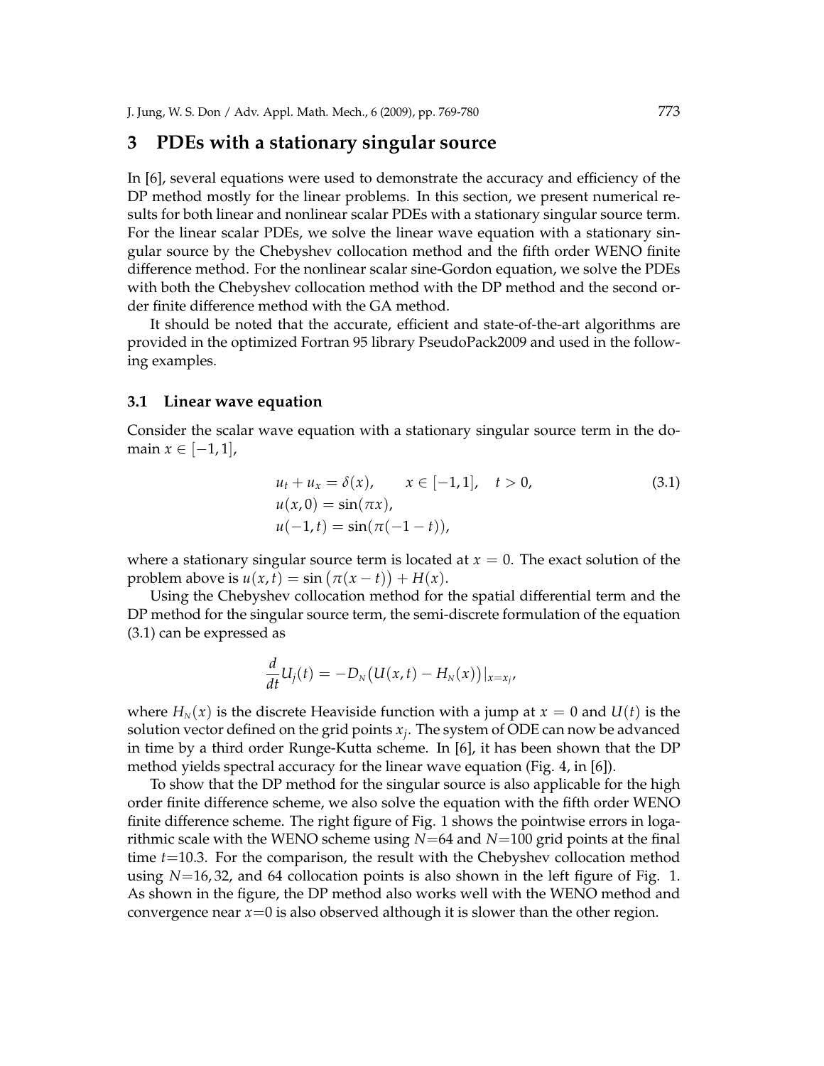## 3 PDEs with a stationary singular source

In [6], several equations were used to demonstrate the accuracy and efficiency of the DP method mostly for the linear problems. In this section, we present numerical results for both linear and nonlinear scalar PDEs with a stationary singular source term. For the linear scalar PDEs, we solve the linear wave equation with a stationary singular source by the Chebyshev collocation method and the fifth order WENO finite difference method. For the nonlinear scalar sine-Gordon equation, we solve the PDEs with both the Chebyshev collocation method with the DP method and the second order finite difference method with the GA method.

It should be noted that the accurate, efficient and state-of-the-art algorithms are provided in the optimized Fortran 95 library PseudoPack2009 and used in the following examples.

### 3.1 Linear wave equation

Consider the scalar wave equation with a stationary singular source term in the domain $x \in [-1,1]$,

$$
\begin{aligned}
&u_t + u_x = \delta(x), \qquad x \in [-1,1], \quad t > 0, \\
&u(x,0) = \sin(\pi x), \\
&u(-1,t) = \sin(\pi(-1-t)),
\end{aligned}
\tag{3.1}
$$

where a stationary singular source term is located at $x = 0$. The exact solution of the problem above is $u(x,t) = \sin\big(\pi(x-t)\big) + H(x)$.

Using the Chebyshev collocation method for the spatial differential term and the DP method for the singular source term, the semi-discrete formulation of the equation (3.1) can be expressed as

$$
\frac{d}{dt} U_j(t) = -D_N\big(U(x,t) - H_N(x)\big)|_{x=x_j},
$$

where $H_N(x)$ is the discrete Heaviside function with a jump at $x = 0$ and $U(t)$ is the solution vector defined on the grid points $x_j$. The system of ODE can now be advanced in time by a third order Runge-Kutta scheme. In [6], it has been shown that the DP method yields spectral accuracy for the linear wave equation (Fig. 4, in [6]).

To show that the DP method for the singular source is also applicable for the high order finite difference scheme, we also solve the equation with the fifth order WENO finite difference scheme. The right figure of Fig. 1 shows the pointwise errors in logarithmic scale with the WENO scheme using $N$=64 and $N$=100 grid points at the final time $t$=10.3. For the comparison, the result with the Chebyshev collocation method using $N$=16, 32, and 64 collocation points is also shown in the left figure of Fig. 1. As shown in the figure, the DP method also works well with the WENO method and convergence near $x$=0 is also observed although it is slower than the other region.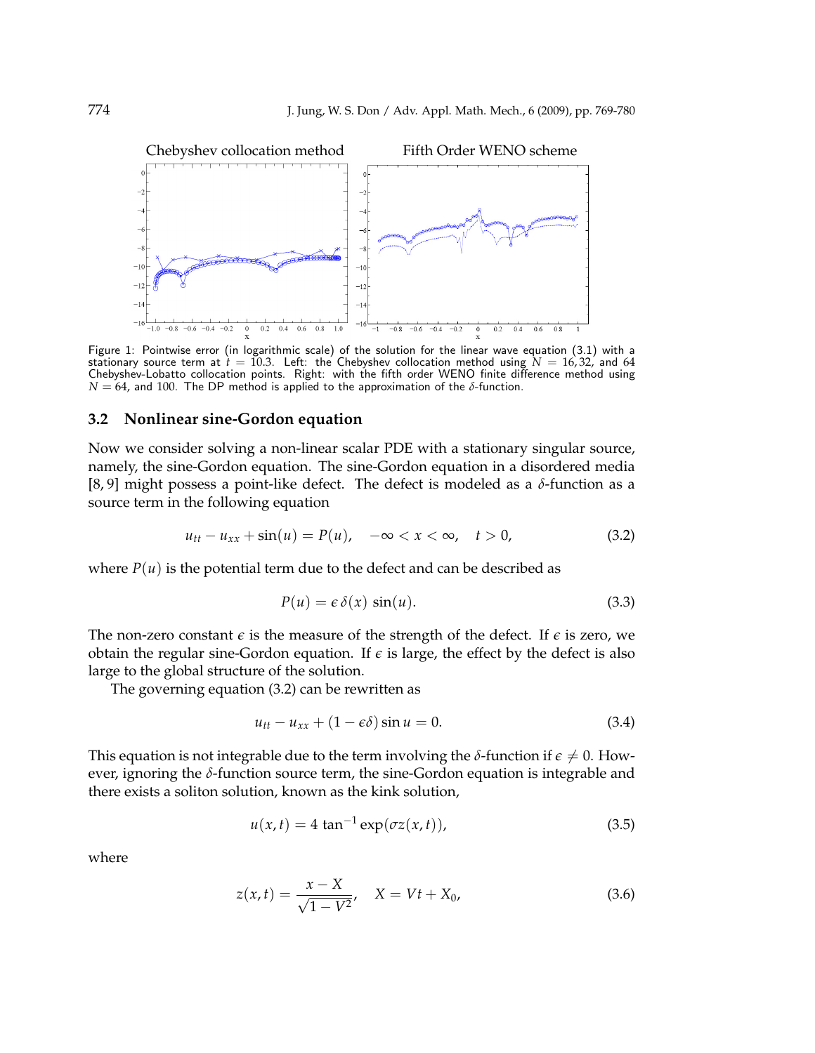Chebyshev collocation method

Fifth Order WENO scheme

Figure 1: Pointwise error (in logarithmic scale) of the solution for the linear wave equation (3.1) with a stationary source term at $t = 10.3$. Left: the Chebyshev collocation method using $N = 16, 32$, and 64 Chebyshev-Lobatto collocation points. Right: with the fifth order WENO finite difference method using $N = 64$, and 100. The DP method is applied to the approximation of the $\delta$-function.

### 3.2 Nonlinear sine-Gordon equation

Now we consider solving a non-linear scalar PDE with a stationary singular source, namely, the sine-Gordon equation. The sine-Gordon equation in a disordered media [8, 9] might possess a point-like defect. The defect is modeled as a $\delta$-function as a source term in the following equation

$$u_{tt} - u_{xx} + \sin(u) = P(u), \quad -\infty < x < \infty, \quad t > 0, \tag{3.2}$$

where $P(u)$ is the potential term due to the defect and can be described as

$$P(u) = \epsilon\, \delta(x)\, \sin(u). \tag{3.3}$$

The non-zero constant $\epsilon$ is the measure of the strength of the defect. If $\epsilon$ is zero, we obtain the regular sine-Gordon equation. If $\epsilon$ is large, the effect by the defect is also large to the global structure of the solution.

The governing equation (3.2) can be rewritten as

$$u_{tt} - u_{xx} + (1 - \epsilon\delta) \sin u = 0. \tag{3.4}$$

This equation is not integrable due to the term involving the $\delta$-function if $\epsilon \neq 0$. However, ignoring the $\delta$-function source term, the sine-Gordon equation is integrable and there exists a soliton solution, known as the kink solution,

$$u(x,t) = 4\, \tan^{-1} \exp(\sigma z(x,t)), \tag{3.5}$$

where

$$z(x,t) = \frac{x - X}{\sqrt{1 - V^2}}, \quad X = Vt + X_0, \tag{3.6}$$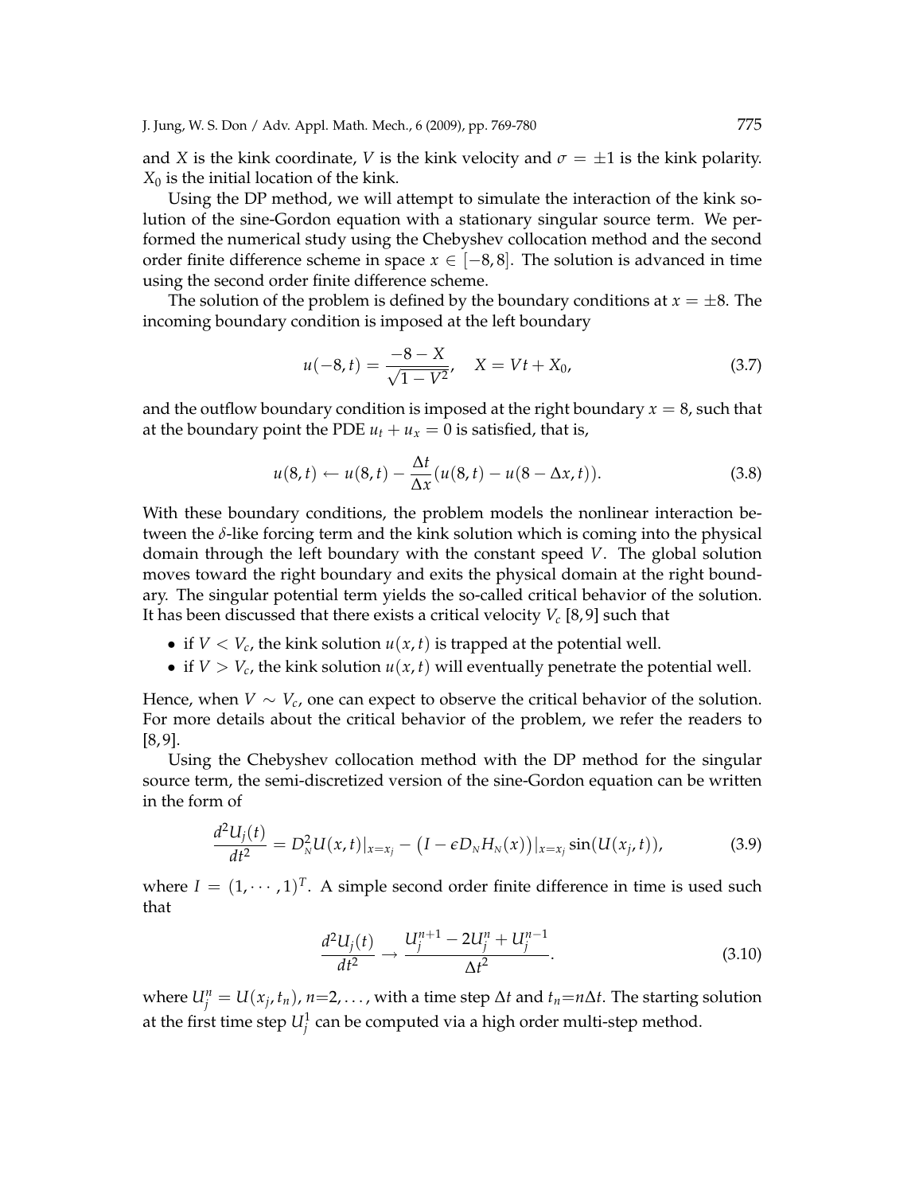and $X$ is the kink coordinate, $V$ is the kink velocity and $\sigma = \pm 1$ is the kink polarity. $X_0$ is the initial location of the kink.

Using the DP method, we will attempt to simulate the interaction of the kink solution of the sine-Gordon equation with a stationary singular source term. We performed the numerical study using the Chebyshev collocation method and the second order finite difference scheme in space $x \in [-8, 8]$. The solution is advanced in time using the second order finite difference scheme.

The solution of the problem is defined by the boundary conditions at $x = \pm 8$. The incoming boundary condition is imposed at the left boundary

$$u(-8, t) = \frac{-8 - X}{\sqrt{1 - V^2}}, \quad X = Vt + X_0, \tag{3.7}$$

and the outflow boundary condition is imposed at the right boundary $x = 8$, such that at the boundary point the PDE $u_t + u_x = 0$ is satisfied, that is,

$$u(8, t) \leftarrow u(8, t) - \frac{\Delta t}{\Delta x}(u(8, t) - u(8 - \Delta x, t)). \tag{3.8}$$

With these boundary conditions, the problem models the nonlinear interaction between the $\delta$-like forcing term and the kink solution which is coming into the physical domain through the left boundary with the constant speed $V$. The global solution moves toward the right boundary and exits the physical domain at the right boundary. The singular potential term yields the so-called critical behavior of the solution. It has been discussed that there exists a critical velocity $V_c$ [8,9] such that

- if $V < V_c$, the kink solution $u(x, t)$ is trapped at the potential well.
- if $V > V_c$, the kink solution $u(x, t)$ will eventually penetrate the potential well.

Hence, when $V \sim V_c$, one can expect to observe the critical behavior of the solution. For more details about the critical behavior of the problem, we refer the readers to [8,9].

Using the Chebyshev collocation method with the DP method for the singular source term, the semi-discretized version of the sine-Gordon equation can be written in the form of

$$\frac{d^2 U_j(t)}{dt^2} = D_N^2 U(x, t)|_{x=x_j} - \big(I - \epsilon D_N H_N(x)\big)|_{x=x_j} \sin(U(x_j, t)), \tag{3.9}$$

where $I = (1, \cdots, 1)^T$. A simple second order finite difference in time is used such that

$$\frac{d^2 U_j(t)}{dt^2} \rightarrow \frac{U_j^{n+1} - 2U_j^n + U_j^{n-1}}{\Delta t^2}. \tag{3.10}$$

where $U_j^n = U(x_j, t_n)$, $n$=2, ..., with a time step $\Delta t$ and $t_n$=$n\Delta t$. The starting solution at the first time step $U_j^1$ can be computed via a high order multi-step method.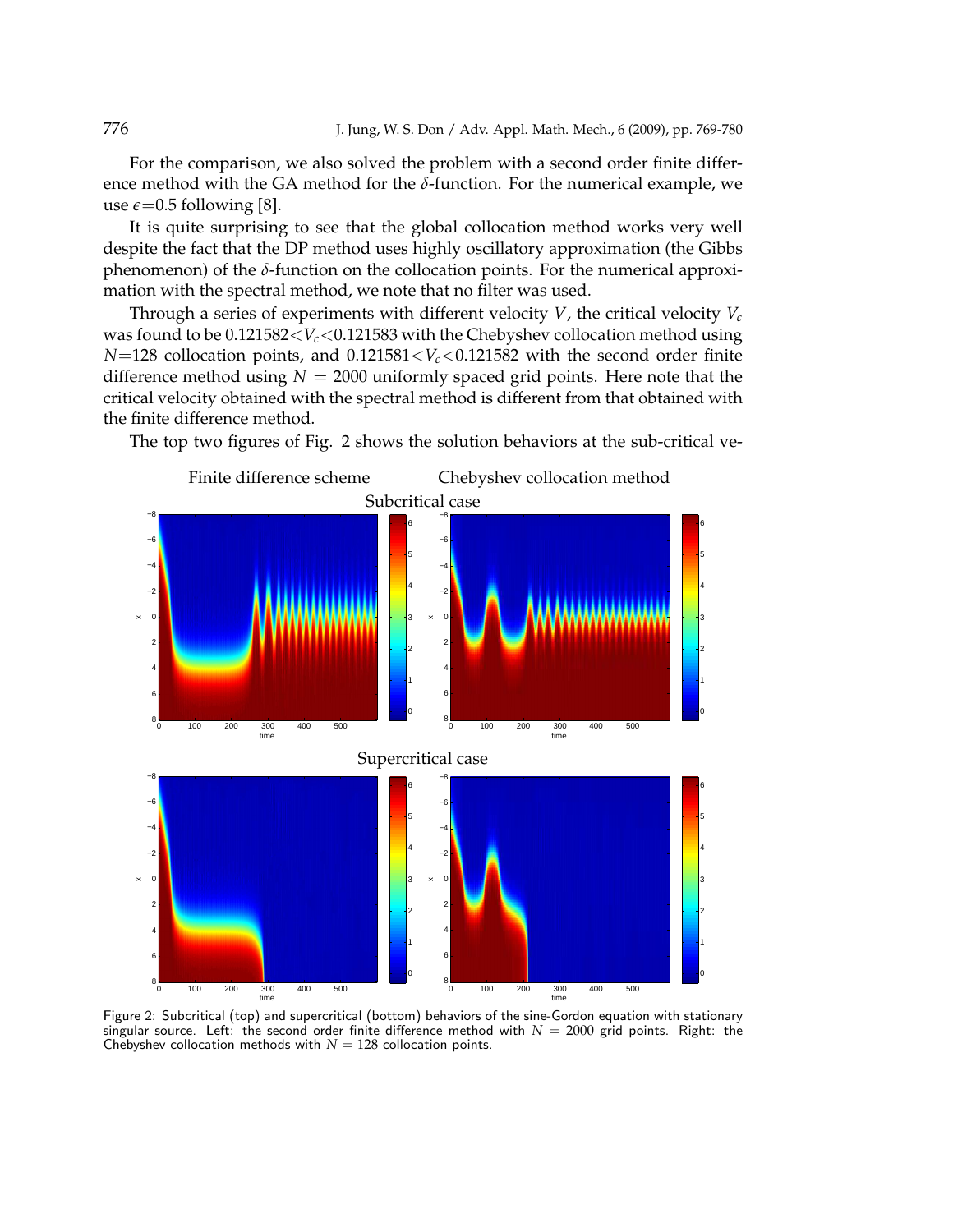For the comparison, we also solved the problem with a second order finite difference method with the GA method for the $\delta$-function. For the numerical example, we use $\epsilon=0.5$ following [8].

It is quite surprising to see that the global collocation method works very well despite the fact that the DP method uses highly oscillatory approximation (the Gibbs phenomenon) of the $\delta$-function on the collocation points. For the numerical approximation with the spectral method, we note that no filter was used.

Through a series of experiments with different velocity $V$, the critical velocity $V_c$ was found to be $0.121582<V_c<0.121583$ with the Chebyshev collocation method using $N=128$ collocation points, and $0.121581<V_c<0.121582$ with the second order finite difference method using $N = 2000$ uniformly spaced grid points. Here note that the critical velocity obtained with the spectral method is different from that obtained with the finite difference method.

The top two figures of Fig. 2 shows the solution behaviors at the sub-critical ve-

Figure 2: Subcritical (top) and supercritical (bottom) behaviors of the sine-Gordon equation with stationary singular source. Left: the second order finite difference method with $N = 2000$ grid points. Right: the Chebyshev collocation methods with $N = 128$ collocation points.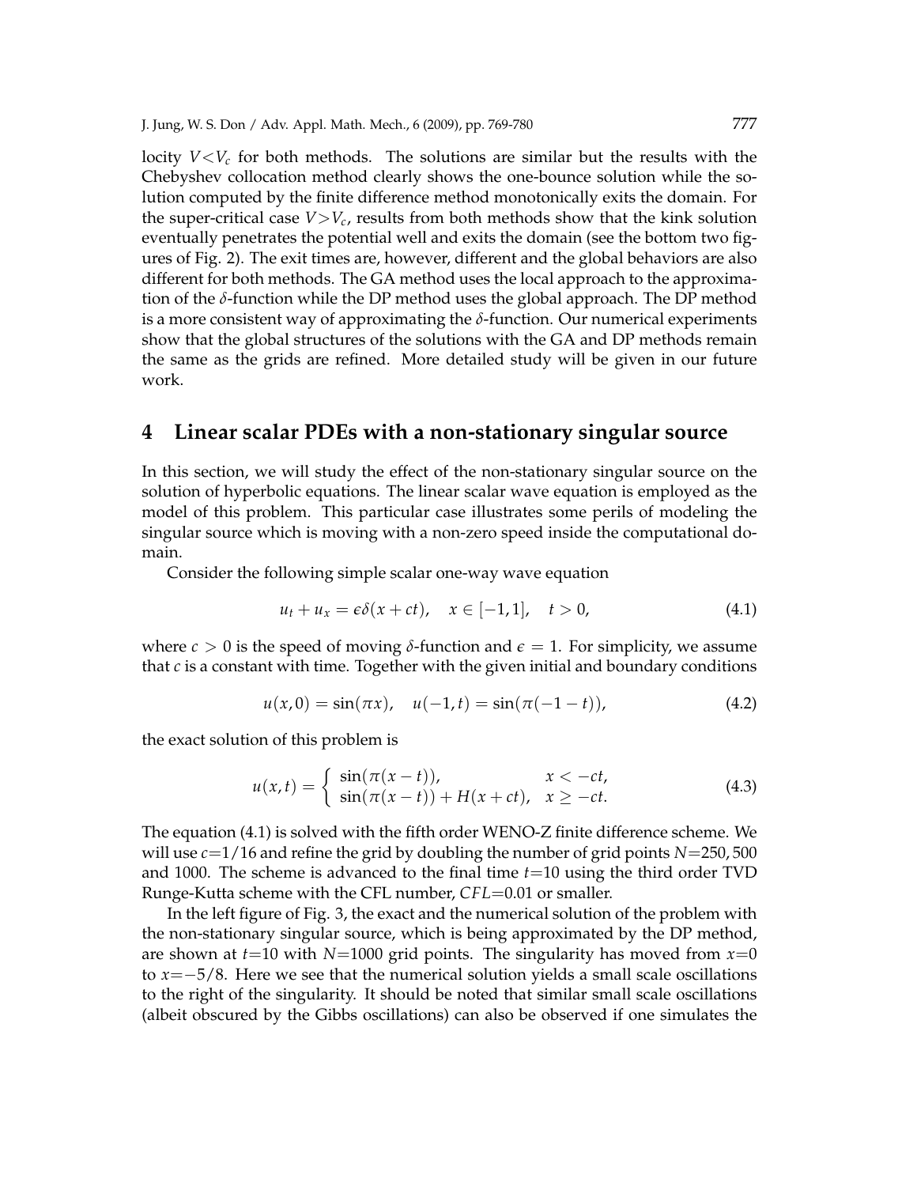locity $V<V_c$ for both methods. The solutions are similar but the results with the Chebyshev collocation method clearly shows the one-bounce solution while the solution computed by the finite difference method monotonically exits the domain. For the super-critical case $V>V_c$, results from both methods show that the kink solution eventually penetrates the potential well and exits the domain (see the bottom two figures of Fig. 2). The exit times are, however, different and the global behaviors are also different for both methods. The GA method uses the local approach to the approximation of the $\delta$-function while the DP method uses the global approach. The DP method is a more consistent way of approximating the $\delta$-function. Our numerical experiments show that the global structures of the solutions with the GA and DP methods remain the same as the grids are refined. More detailed study will be given in our future work.

## 4 Linear scalar PDEs with a non-stationary singular source

In this section, we will study the effect of the non-stationary singular source on the solution of hyperbolic equations. The linear scalar wave equation is employed as the model of this problem. This particular case illustrates some perils of modeling the singular source which is moving with a non-zero speed inside the computational domain.

Consider the following simple scalar one-way wave equation

$$u_t + u_x = \epsilon\delta(x+ct), \quad x \in [-1,1], \quad t > 0, \tag{4.1}$$

where $c > 0$ is the speed of moving $\delta$-function and $\epsilon = 1$. For simplicity, we assume that $c$ is a constant with time. Together with the given initial and boundary conditions

$$u(x,0) = \sin(\pi x), \quad u(-1,t) = \sin(\pi(-1-t)), \tag{4.2}$$

the exact solution of this problem is

$$u(x,t) = \begin{cases} \sin(\pi(x-t)), & x < -ct, \\ \sin(\pi(x-t)) + H(x+ct), & x \geq -ct. \end{cases} \tag{4.3}$$

The equation (4.1) is solved with the fifth order WENO-Z finite difference scheme. We will use $c=1/16$ and refine the grid by doubling the number of grid points $N=250, 500$ and 1000. The scheme is advanced to the final time $t=10$ using the third order TVD Runge-Kutta scheme with the CFL number, $CFL=0.01$ or smaller.

In the left figure of Fig. 3, the exact and the numerical solution of the problem with the non-stationary singular source, which is being approximated by the DP method, are shown at $t=10$ with $N=1000$ grid points. The singularity has moved from $x=0$ to $x=-5/8$. Here we see that the numerical solution yields a small scale oscillations to the right of the singularity. It should be noted that similar small scale oscillations (albeit obscured by the Gibbs oscillations) can also be observed if one simulates the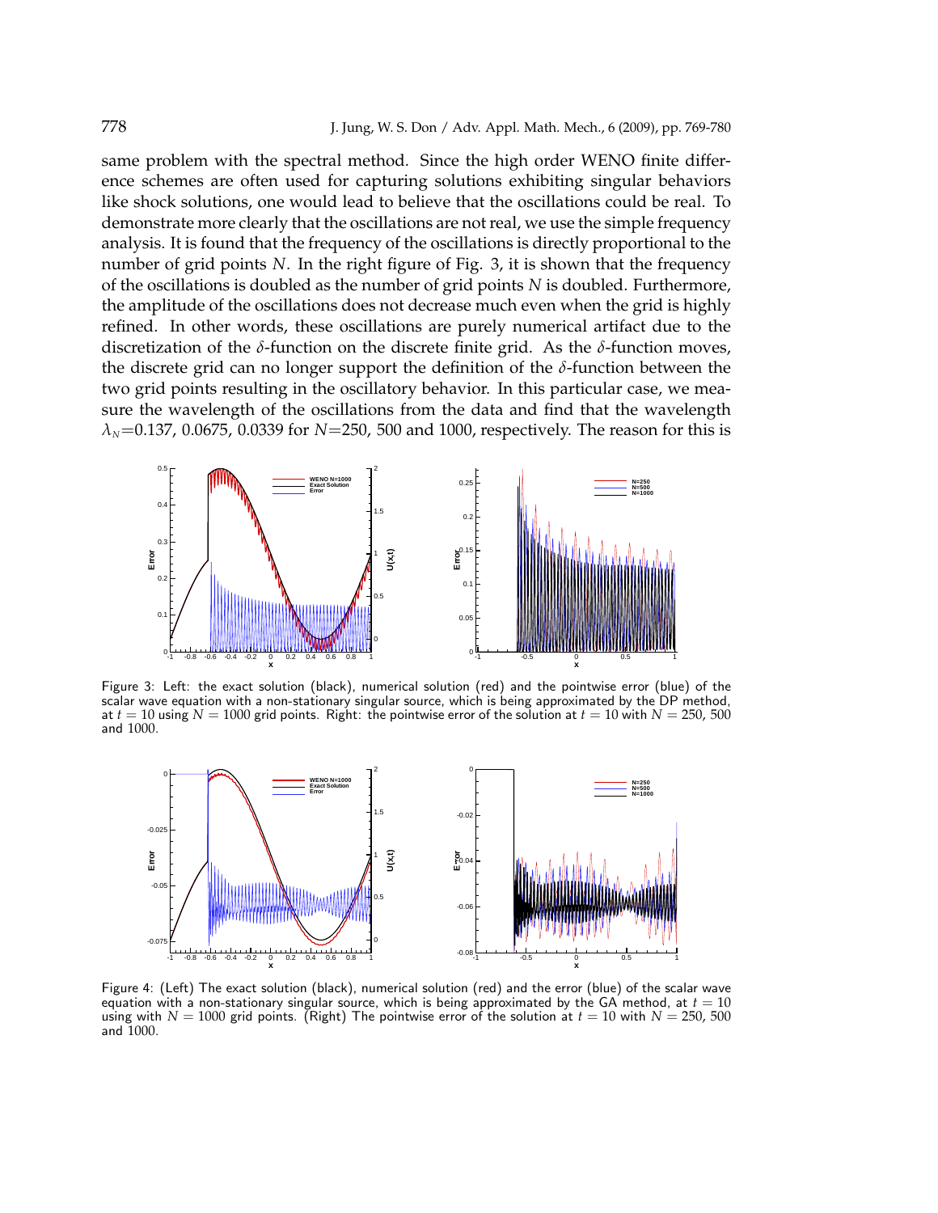same problem with the spectral method. Since the high order WENO finite difference schemes are often used for capturing solutions exhibiting singular behaviors like shock solutions, one would lead to believe that the oscillations could be real. To demonstrate more clearly that the oscillations are not real, we use the simple frequency analysis. It is found that the frequency of the oscillations is directly proportional to the number of grid points $N$. In the right figure of Fig. 3, it is shown that the frequency of the oscillations is doubled as the number of grid points $N$ is doubled. Furthermore, the amplitude of the oscillations does not decrease much even when the grid is highly refined. In other words, these oscillations are purely numerical artifact due to the discretization of the $\delta$-function on the discrete finite grid. As the $\delta$-function moves, the discrete grid can no longer support the definition of the $\delta$-function between the two grid points resulting in the oscillatory behavior. In this particular case, we measure the wavelength of the oscillations from the data and find that the wavelength $\lambda_N$=0.137, 0.0675, 0.0339 for $N$=250, 500 and 1000, respectively. The reason for this is

Figure 3: Left: the exact solution (black), numerical solution (red) and the pointwise error (blue) of the scalar wave equation with a non-stationary singular source, which is being approximated by the DP method, at $t = 10$ using $N = 1000$ grid points. Right: the pointwise error of the solution at $t = 10$ with $N = 250$, 500 and 1000.

Figure 4: (Left) The exact solution (black), numerical solution (red) and the error (blue) of the scalar wave equation with a non-stationary singular source, which is being approximated by the GA method, at $t = 10$ using with $N = 1000$ grid points. (Right) The pointwise error of the solution at $t = 10$ with $N = 250$, 500 and 1000.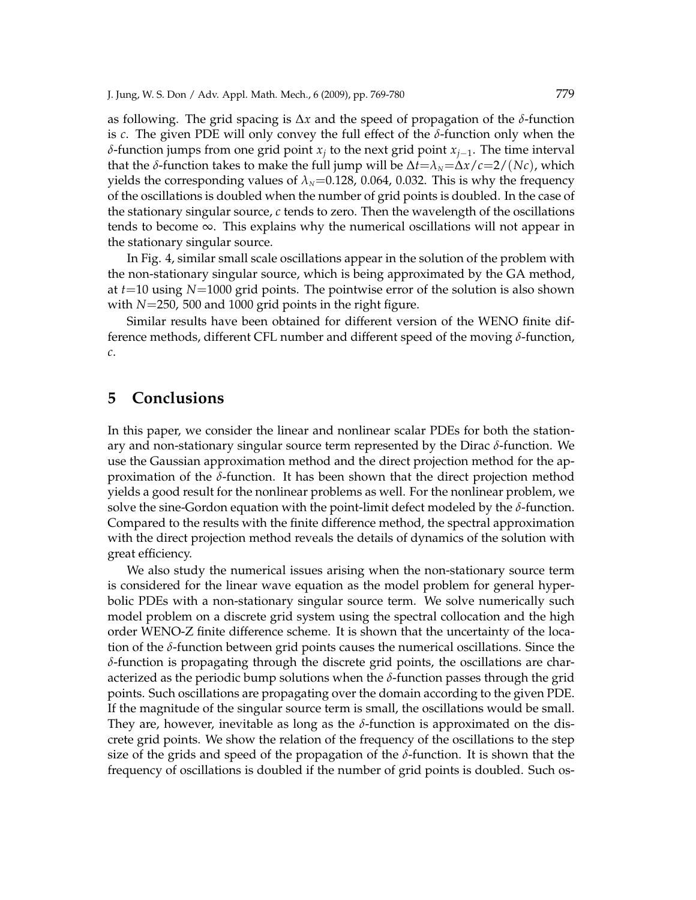as following. The grid spacing is $\Delta x$ and the speed of propagation of the $\delta$-function is $c$. The given PDE will only convey the full effect of the $\delta$-function only when the $\delta$-function jumps from one grid point $x_j$ to the next grid point $x_{j-1}$. The time interval that the $\delta$-function takes to make the full jump will be $\Delta t = \lambda_N = \Delta x / c = 2/(Nc)$, which yields the corresponding values of $\lambda_N = 0.128$, $0.064$, $0.032$. This is why the frequency of the oscillations is doubled when the number of grid points is doubled. In the case of the stationary singular source, $c$ tends to zero. Then the wavelength of the oscillations tends to become $\infty$. This explains why the numerical oscillations will not appear in the stationary singular source.

In Fig. 4, similar small scale oscillations appear in the solution of the problem with the non-stationary singular source, which is being approximated by the GA method, at $t=10$ using $N=1000$ grid points. The pointwise error of the solution is also shown with $N=250$, 500 and 1000 grid points in the right figure.

Similar results have been obtained for different version of the WENO finite difference methods, different CFL number and different speed of the moving $\delta$-function, $c$.

## 5 Conclusions

In this paper, we consider the linear and nonlinear scalar PDEs for both the stationary and non-stationary singular source term represented by the Dirac $\delta$-function. We use the Gaussian approximation method and the direct projection method for the approximation of the $\delta$-function. It has been shown that the direct projection method yields a good result for the nonlinear problems as well. For the nonlinear problem, we solve the sine-Gordon equation with the point-limit defect modeled by the $\delta$-function. Compared to the results with the finite difference method, the spectral approximation with the direct projection method reveals the details of dynamics of the solution with great efficiency.

We also study the numerical issues arising when the non-stationary source term is considered for the linear wave equation as the model problem for general hyperbolic PDEs with a non-stationary singular source term. We solve numerically such model problem on a discrete grid system using the spectral collocation and the high order WENO-Z finite difference scheme. It is shown that the uncertainty of the location of the $\delta$-function between grid points causes the numerical oscillations. Since the $\delta$-function is propagating through the discrete grid points, the oscillations are characterized as the periodic bump solutions when the $\delta$-function passes through the grid points. Such oscillations are propagating over the domain according to the given PDE. If the magnitude of the singular source term is small, the oscillations would be small. They are, however, inevitable as long as the $\delta$-function is approximated on the discrete grid points. We show the relation of the frequency of the oscillations to the step size of the grids and speed of the propagation of the $\delta$-function. It is shown that the frequency of oscillations is doubled if the number of grid points is doubled. Such os-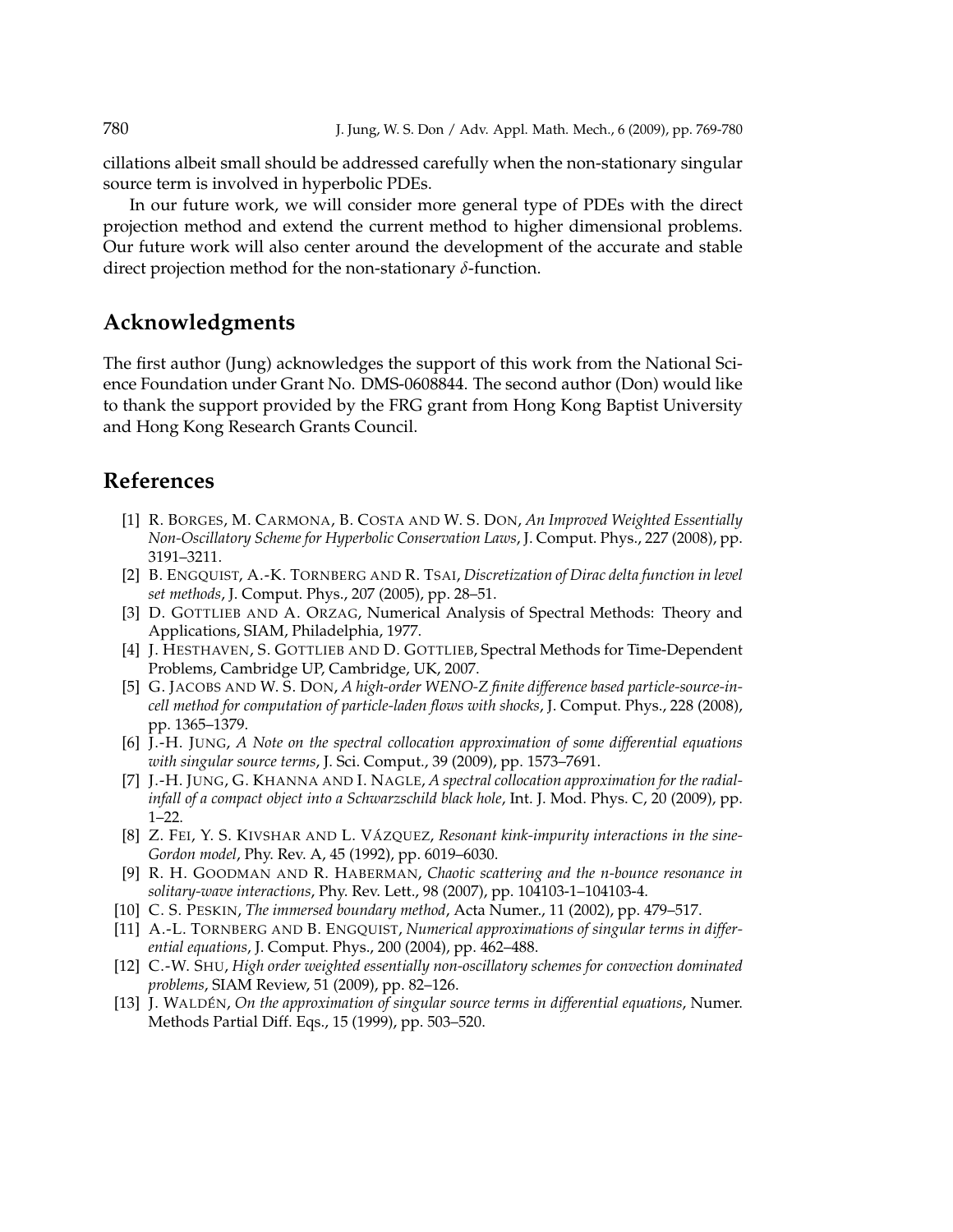cillations albeit small should be addressed carefully when the non-stationary singular source term is involved in hyperbolic PDEs.

In our future work, we will consider more general type of PDEs with the direct projection method and extend the current method to higher dimensional problems. Our future work will also center around the development of the accurate and stable direct projection method for the non-stationary $\delta$-function.

## Acknowledgments

The first author (Jung) acknowledges the support of this work from the National Science Foundation under Grant No. DMS-0608844. The second author (Don) would like to thank the support provided by the FRG grant from Hong Kong Baptist University and Hong Kong Research Grants Council.

## References

[1] R. Borges, M. Carmona, B. Costa and W. S. Don, *An Improved Weighted Essentially Non-Oscillatory Scheme for Hyperbolic Conservation Laws*, J. Comput. Phys., 227 (2008), pp. 3191–3211.

[2] B. Engquist, A.-K. Tornberg and R. Tsai, *Discretization of Dirac delta function in level set methods*, J. Comput. Phys., 207 (2005), pp. 28–51.

[3] D. Gottlieb and A. Orzag, Numerical Analysis of Spectral Methods: Theory and Applications, SIAM, Philadelphia, 1977.

[4] J. Hesthaven, S. Gottlieb and D. Gottlieb, Spectral Methods for Time-Dependent Problems, Cambridge UP, Cambridge, UK, 2007.

[5] G. Jacobs and W. S. Don, *A high-order WENO-Z finite difference based particle-source-in-cell method for computation of particle-laden flows with shocks*, J. Comput. Phys., 228 (2008), pp. 1365–1379.

[6] J.-H. Jung, *A Note on the spectral collocation approximation of some differential equations with singular source terms*, J. Sci. Comput., 39 (2009), pp. 1573–7691.

[7] J.-H. Jung, G. Khanna and I. Nagle, *A spectral collocation approximation for the radial-infall of a compact object into a Schwarzschild black hole*, Int. J. Mod. Phys. C, 20 (2009), pp. 1–22.

[8] Z. Fei, Y. S. Kivshar and L. Vázquez, *Resonant kink-impurity interactions in the sine-Gordon model*, Phy. Rev. A, 45 (1992), pp. 6019–6030.

[9] R. H. Goodman and R. Haberman, *Chaotic scattering and the n-bounce resonance in solitary-wave interactions*, Phy. Rev. Lett., 98 (2007), pp. 104103-1–104103-4.

[10] C. S. Peskin, *The immersed boundary method*, Acta Numer., 11 (2002), pp. 479–517.

[11] A.-L. Tornberg and B. Engquist, *Numerical approximations of singular terms in differential equations*, J. Comput. Phys., 200 (2004), pp. 462–488.

[12] C.-W. Shu, *High order weighted essentially non-oscillatory schemes for convection dominated problems*, SIAM Review, 51 (2009), pp. 82–126.

[13] J. Waldén, *On the approximation of singular source terms in differential equations*, Numer. Methods Partial Diff. Eqs., 15 (1999), pp. 503–520.